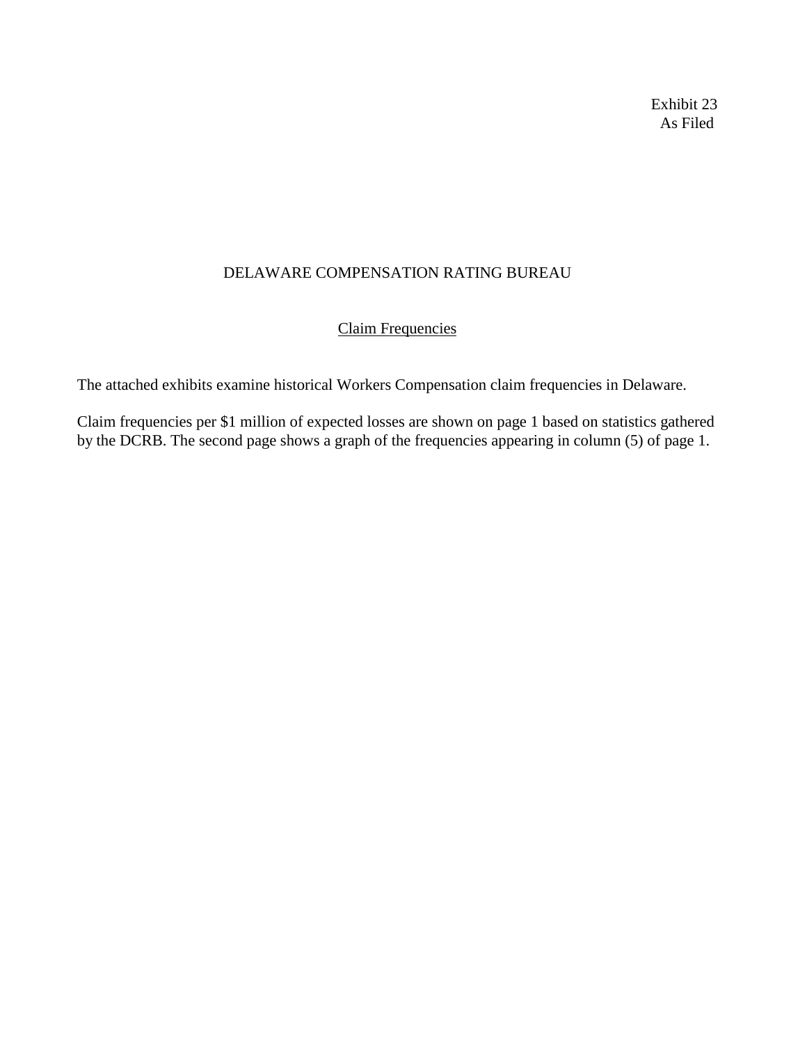Exhibit 23
As Filed

# DELAWARE COMPENSATION RATING BUREAU

## Claim Frequencies

The attached exhibits examine historical Workers Compensation claim frequencies in Delaware.

Claim frequencies per $1 million of expected losses are shown on page 1 based on statistics gathered by the DCRB. The second page shows a graph of the frequencies appearing in column (5) of page 1.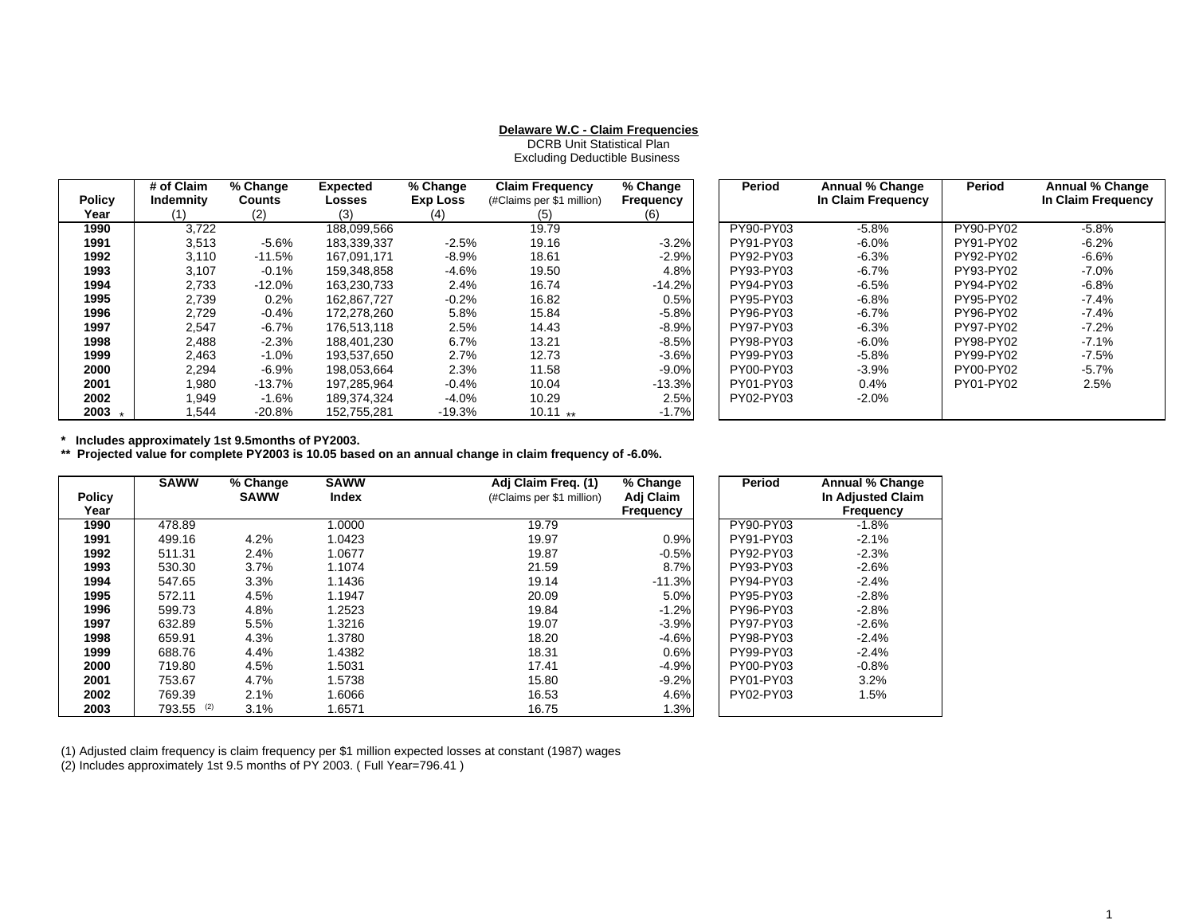**Delaware W.C - Claim Frequencies**
DCRB Unit Statistical Plan
Excluding Deductible Business

| Policy Year | # of Claim Indemnity (1) | % Change Counts (2) | Expected Losses (3) | % Change Exp Loss (4) | Claim Frequency (#Claims per $1 million) (5) | % Change Frequency (6) |
|---|---|---|---|---|---|---|
| 1990 | 3,722 | | 188,099,566 | | 19.79 | |
| 1991 | 3,513 | -5.6% | 183,339,337 | -2.5% | 19.16 | -3.2% |
| 1992 | 3,110 | -11.5% | 167,091,171 | -8.9% | 18.61 | -2.9% |
| 1993 | 3,107 | -0.1% | 159,348,858 | -4.6% | 19.50 | 4.8% |
| 1994 | 2,733 | -12.0% | 163,230,733 | 2.4% | 16.74 | -14.2% |
| 1995 | 2,739 | 0.2% | 162,867,727 | -0.2% | 16.82 | 0.5% |
| 1996 | 2,729 | -0.4% | 172,278,260 | 5.8% | 15.84 | -5.8% |
| 1997 | 2,547 | -6.7% | 176,513,118 | 2.5% | 14.43 | -8.9% |
| 1998 | 2,488 | -2.3% | 188,401,230 | 6.7% | 13.21 | -8.5% |
| 1999 | 2,463 | -1.0% | 193,537,650 | 2.7% | 12.73 | -3.6% |
| 2000 | 2,294 | -6.9% | 198,053,664 | 2.3% | 11.58 | -9.0% |
| 2001 | 1,980 | -13.7% | 197,285,964 | -0.4% | 10.04 | -13.3% |
| 2002 | 1,949 | -1.6% | 189,374,324 | -4.0% | 10.29 | 2.5% |
| 2003 * | 1,544 | -20.8% | 152,755,281 | -19.3% | 10.11 ** | -1.7% |

| Period | Annual % Change In Claim Frequency | Period | Annual % Change In Claim Frequency |
|---|---|---|---|
| PY90-PY03 | -5.8% | PY90-PY02 | -5.8% |
| PY91-PY03 | -6.0% | PY91-PY02 | -6.2% |
| PY92-PY03 | -6.3% | PY92-PY02 | -6.6% |
| PY93-PY03 | -6.7% | PY93-PY02 | -7.0% |
| PY94-PY03 | -6.5% | PY94-PY02 | -6.8% |
| PY95-PY03 | -6.8% | PY95-PY02 | -7.4% |
| PY96-PY03 | -6.7% | PY96-PY02 | -7.4% |
| PY97-PY03 | -6.3% | PY97-PY02 | -7.2% |
| PY98-PY03 | -6.0% | PY98-PY02 | -7.1% |
| PY99-PY03 | -5.8% | PY99-PY02 | -7.5% |
| PY00-PY03 | -3.9% | PY00-PY02 | -5.7% |
| PY01-PY03 | 0.4% | PY01-PY02 | 2.5% |
| PY02-PY03 | -2.0% | | |

**\* Includes approximately 1st 9.5months of PY2003.**
**\*\* Projected value for complete PY2003 is 10.05 based on an annual change in claim frequency of -6.0%.**

| Policy Year | SAWW | % Change SAWW | SAWW Index | Adj Claim Freq. (1) (#Claims per $1 million) | % Change Adj Claim Frequency |
|---|---|---|---|---|---|
| 1990 | 478.89 | | 1.0000 | 19.79 | |
| 1991 | 499.16 | 4.2% | 1.0423 | 19.97 | 0.9% |
| 1992 | 511.31 | 2.4% | 1.0677 | 19.87 | -0.5% |
| 1993 | 530.30 | 3.7% | 1.1074 | 21.59 | 8.7% |
| 1994 | 547.65 | 3.3% | 1.1436 | 19.14 | -11.3% |
| 1995 | 572.11 | 4.5% | 1.1947 | 20.09 | 5.0% |
| 1996 | 599.73 | 4.8% | 1.2523 | 19.84 | -1.2% |
| 1997 | 632.89 | 5.5% | 1.3216 | 19.07 | -3.9% |
| 1998 | 659.91 | 4.3% | 1.3780 | 18.20 | -4.6% |
| 1999 | 688.76 | 4.4% | 1.4382 | 18.31 | 0.6% |
| 2000 | 719.80 | 4.5% | 1.5031 | 17.41 | -4.9% |
| 2001 | 753.67 | 4.7% | 1.5738 | 15.80 | -9.2% |
| 2002 | 769.39 | 2.1% | 1.6066 | 16.53 | 4.6% |
| 2003 | 793.55 (2) | 3.1% | 1.6571 | 16.75 | 1.3% |

| Period | Annual % Change In Adjusted Claim Frequency |
|---|---|
| PY90-PY03 | -1.8% |
| PY91-PY03 | -2.1% |
| PY92-PY03 | -2.3% |
| PY93-PY03 | -2.6% |
| PY94-PY03 | -2.4% |
| PY95-PY03 | -2.8% |
| PY96-PY03 | -2.8% |
| PY97-PY03 | -2.6% |
| PY98-PY03 | -2.4% |
| PY99-PY03 | -2.4% |
| PY00-PY03 | -0.8% |
| PY01-PY03 | 3.2% |
| PY02-PY03 | 1.5% |

(1) Adjusted claim frequency is claim frequency per $1 million expected losses at constant (1987) wages
(2) Includes approximately 1st 9.5 months of PY 2003. ( Full Year=796.41 )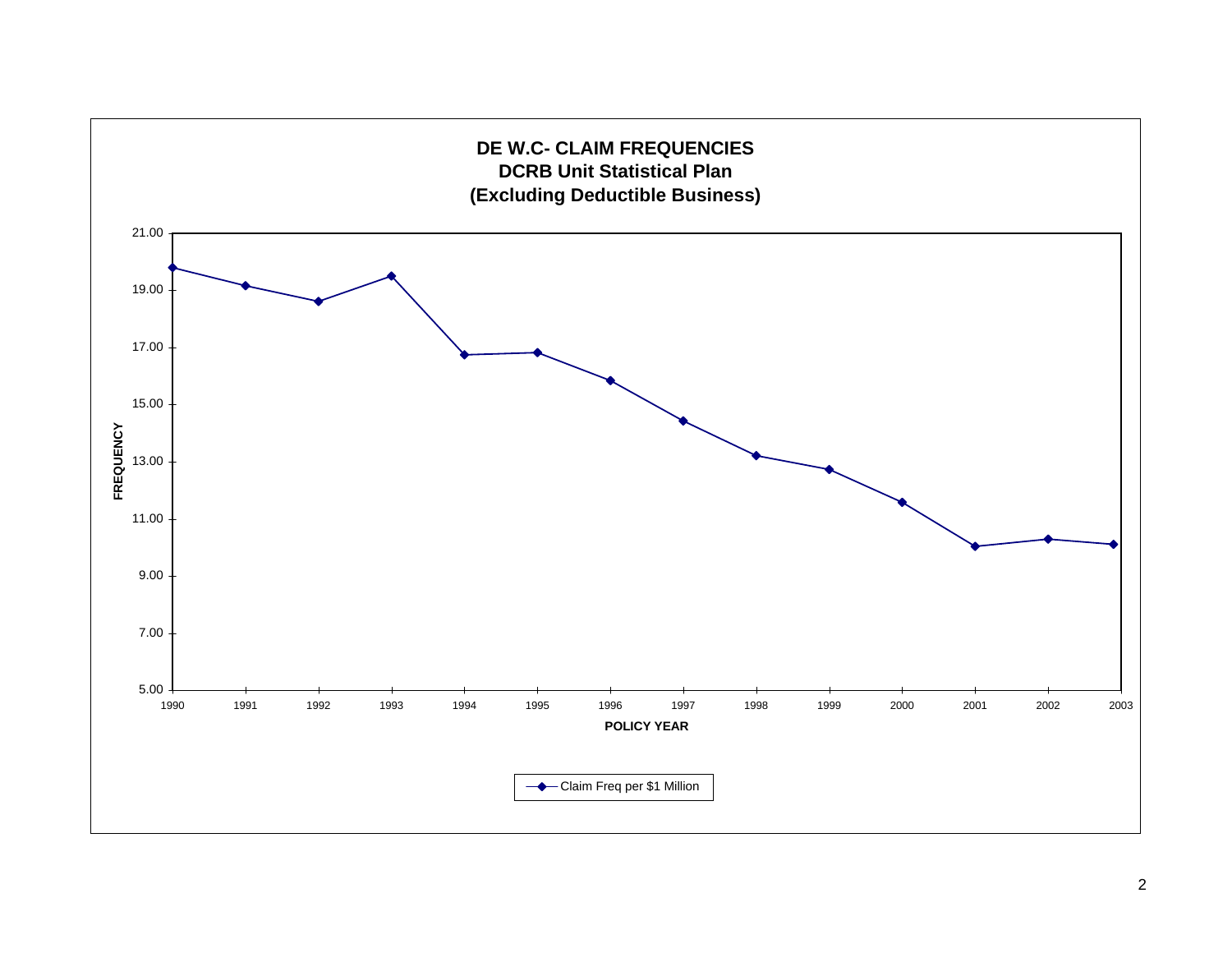**DE W.C- CLAIM FREQUENCIES**
**DCRB Unit Statistical Plan**
**(Excluding Deductible Business)**

FREQUENCY

21.00
19.00
17.00
15.00
13.00
11.00
9.00
7.00
5.00

1990 1991 1992 1993 1994 1995 1996 1997 1998 1999 2000 2001 2002 2003

**POLICY YEAR**

Claim Freq per $1 Million